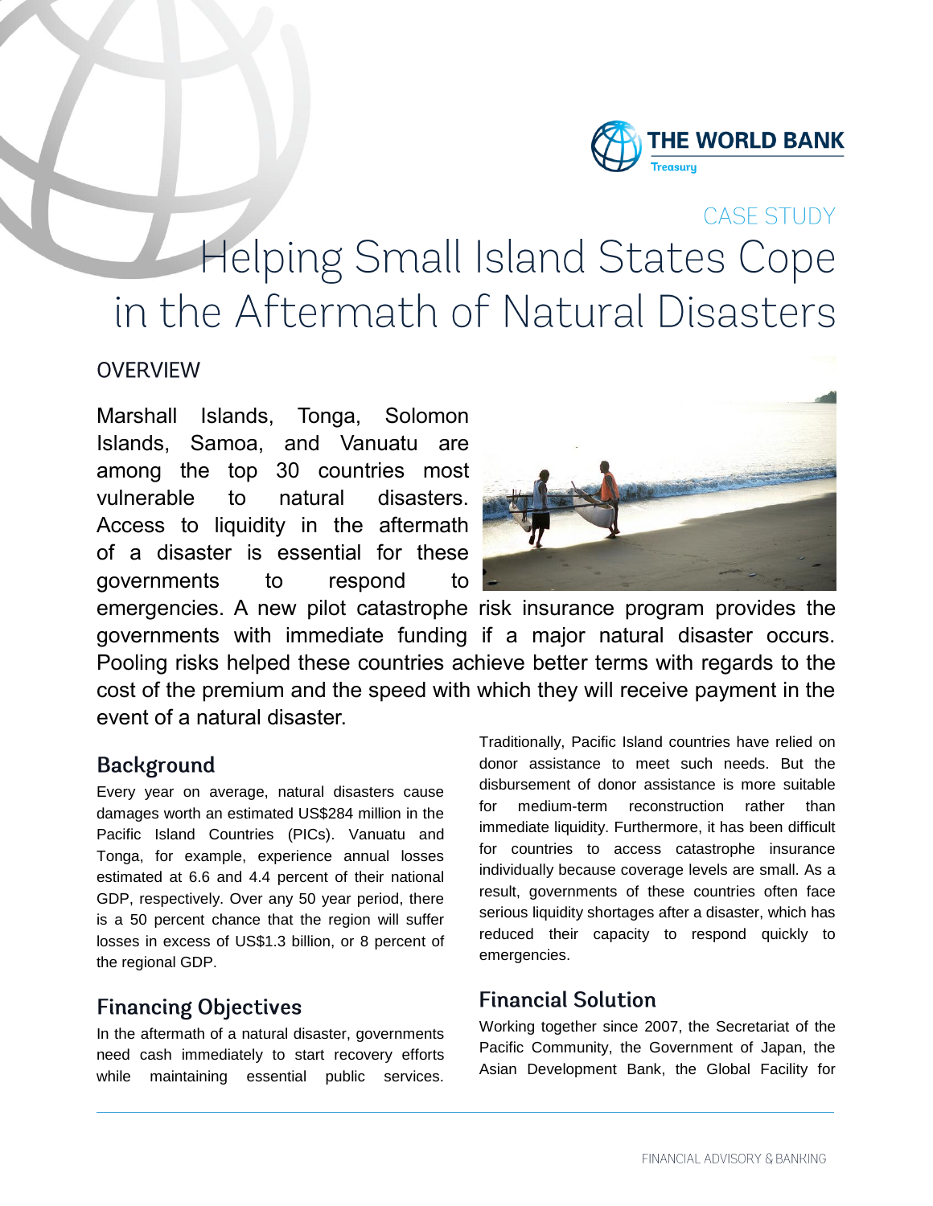CASE STUDY

# Helping Small Island States Cope in the Aftermath of Natural Disasters

## OVERVIEW

Marshall Islands, Tonga, Solomon Islands, Samoa, and Vanuatu are among the top 30 countries most vulnerable to natural disasters. Access to liquidity in the aftermath of a disaster is essential for these governments to respond to emergencies. A new pilot catastrophe risk insurance program provides the governments with immediate funding if a major natural disaster occurs. Pooling risks helped these countries achieve better terms with regards to the cost of the premium and the speed with which they will receive payment in the event of a natural disaster.

## Background

Every year on average, natural disasters cause damages worth an estimated US$284 million in the Pacific Island Countries (PICs). Vanuatu and Tonga, for example, experience annual losses estimated at 6.6 and 4.4 percent of their national GDP, respectively. Over any 50 year period, there is a 50 percent chance that the region will suffer losses in excess of US$1.3 billion, or 8 percent of the regional GDP.

## Financing Objectives

In the aftermath of a natural disaster, governments need cash immediately to start recovery efforts while maintaining essential public services. Traditionally, Pacific Island countries have relied on donor assistance to meet such needs. But the disbursement of donor assistance is more suitable for medium-term reconstruction rather than immediate liquidity. Furthermore, it has been difficult for countries to access catastrophe insurance individually because coverage levels are small. As a result, governments of these countries often face serious liquidity shortages after a disaster, which has reduced their capacity to respond quickly to emergencies.

## Financial Solution

Working together since 2007, the Secretariat of the Pacific Community, the Government of Japan, the Asian Development Bank, the Global Facility for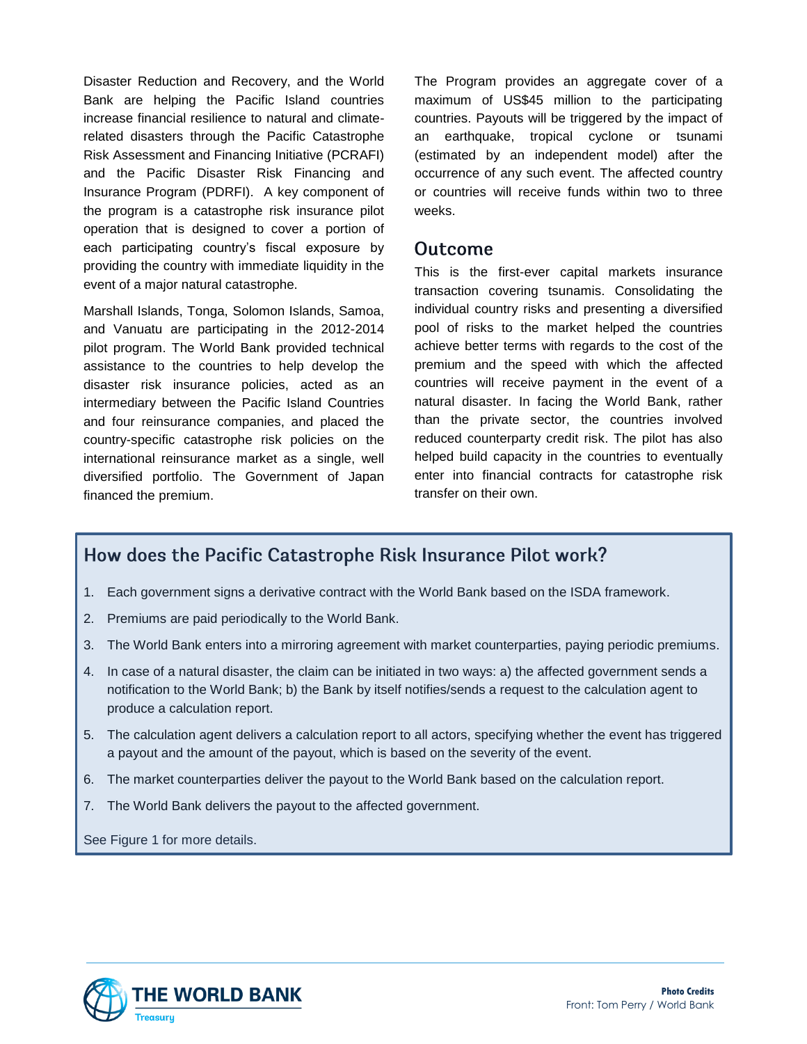Disaster Reduction and Recovery, and the World Bank are helping the Pacific Island countries increase financial resilience to natural and climate-related disasters through the Pacific Catastrophe Risk Assessment and Financing Initiative (PCRAFI) and the Pacific Disaster Risk Financing and Insurance Program (PDRFI). A key component of the program is a catastrophe risk insurance pilot operation that is designed to cover a portion of each participating country's fiscal exposure by providing the country with immediate liquidity in the event of a major natural catastrophe.

Marshall Islands, Tonga, Solomon Islands, Samoa, and Vanuatu are participating in the 2012-2014 pilot program. The World Bank provided technical assistance to the countries to help develop the disaster risk insurance policies, acted as an intermediary between the Pacific Island Countries and four reinsurance companies, and placed the country-specific catastrophe risk policies on the international reinsurance market as a single, well diversified portfolio. The Government of Japan financed the premium.

The Program provides an aggregate cover of a maximum of US$45 million to the participating countries. Payouts will be triggered by the impact of an earthquake, tropical cyclone or tsunami (estimated by an independent model) after the occurrence of any such event. The affected country or countries will receive funds within two to three weeks.

## Outcome

This is the first-ever capital markets insurance transaction covering tsunamis. Consolidating the individual country risks and presenting a diversified pool of risks to the market helped the countries achieve better terms with regards to the cost of the premium and the speed with which the affected countries will receive payment in the event of a natural disaster. In facing the World Bank, rather than the private sector, the countries involved reduced counterparty credit risk. The pilot has also helped build capacity in the countries to eventually enter into financial contracts for catastrophe risk transfer on their own.

## How does the Pacific Catastrophe Risk Insurance Pilot work?

1. Each government signs a derivative contract with the World Bank based on the ISDA framework.
2. Premiums are paid periodically to the World Bank.
3. The World Bank enters into a mirroring agreement with market counterparties, paying periodic premiums.
4. In case of a natural disaster, the claim can be initiated in two ways: a) the affected government sends a notification to the World Bank; b) the Bank by itself notifies/sends a request to the calculation agent to produce a calculation report.
5. The calculation agent delivers a calculation report to all actors, specifying whether the event has triggered a payout and the amount of the payout, which is based on the severity of the event.
6. The market counterparties deliver the payout to the World Bank based on the calculation report.
7. The World Bank delivers the payout to the affected government.

See Figure 1 for more details.

**Photo Credits**
Front: Tom Perry / World Bank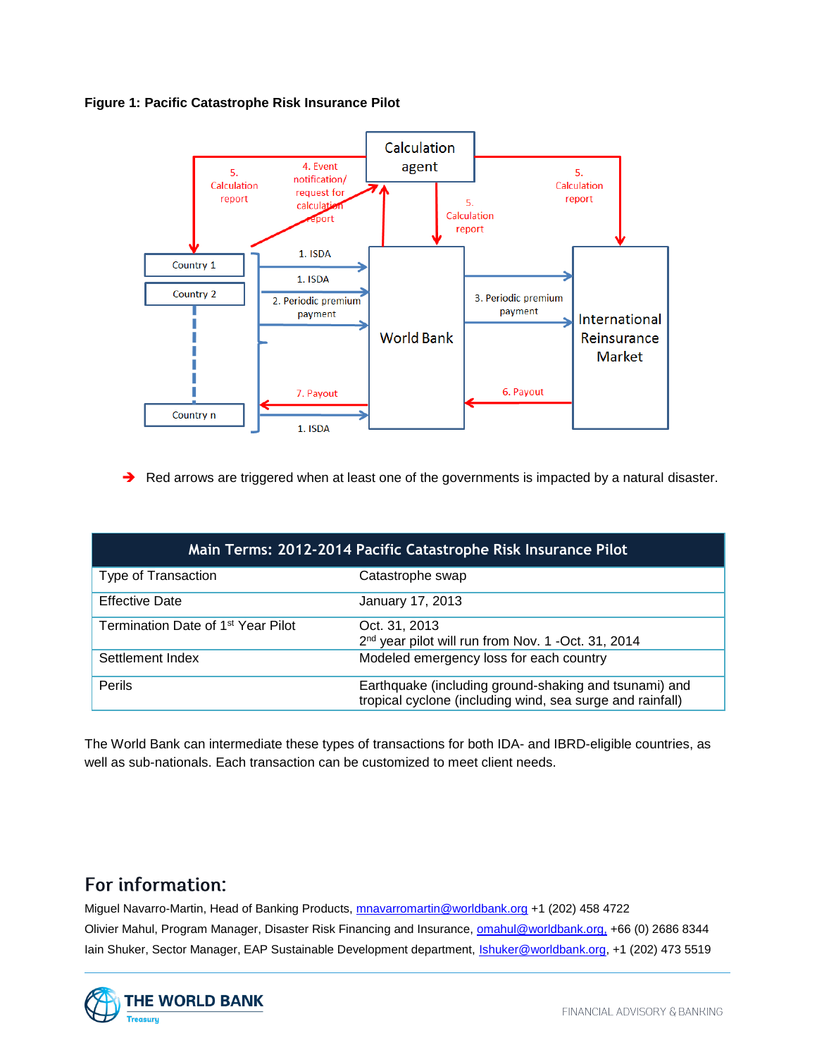**Figure 1: Pacific Catastrophe Risk Insurance Pilot**

Calculation agent

5. Calculation report

4. Event notification/ request for calculation report

5. Calculation report

5. Calculation report

Country 1

Country 2

Country n

1. ISDA

1. ISDA

2. Periodic premium payment

7. Payout

1. ISDA

World Bank

3. Periodic premium payment

6. Payout

International Reinsurance Market

➔ Red arrows are triggered when at least one of the governments is impacted by a natural disaster.

| Main Terms: 2012-2014 Pacific Catastrophe Risk Insurance Pilot | |
|---|---|
| Type of Transaction | Catastrophe swap |
| Effective Date | January 17, 2013 |
| Termination Date of 1st Year Pilot | Oct. 31, 2013<br>2nd year pilot will run from Nov. 1 -Oct. 31, 2014 |
| Settlement Index | Modeled emergency loss for each country |
| Perils | Earthquake (including ground-shaking and tsunami) and tropical cyclone (including wind, sea surge and rainfall) |

The World Bank can intermediate these types of transactions for both IDA- and IBRD-eligible countries, as well as sub-nationals. Each transaction can be customized to meet client needs.

## For information:

Miguel Navarro-Martin, Head of Banking Products, mnavarromartin@worldbank.org +1 (202) 458 4722

Olivier Mahul, Program Manager, Disaster Risk Financing and Insurance, omahul@worldbank.org, +66 (0) 2686 8344

Iain Shuker, Sector Manager, EAP Sustainable Development department, Ishuker@worldbank.org, +1 (202) 473 5519

THE WORLD BANK Treasury

FINANCIAL ADVISORY & BANKING